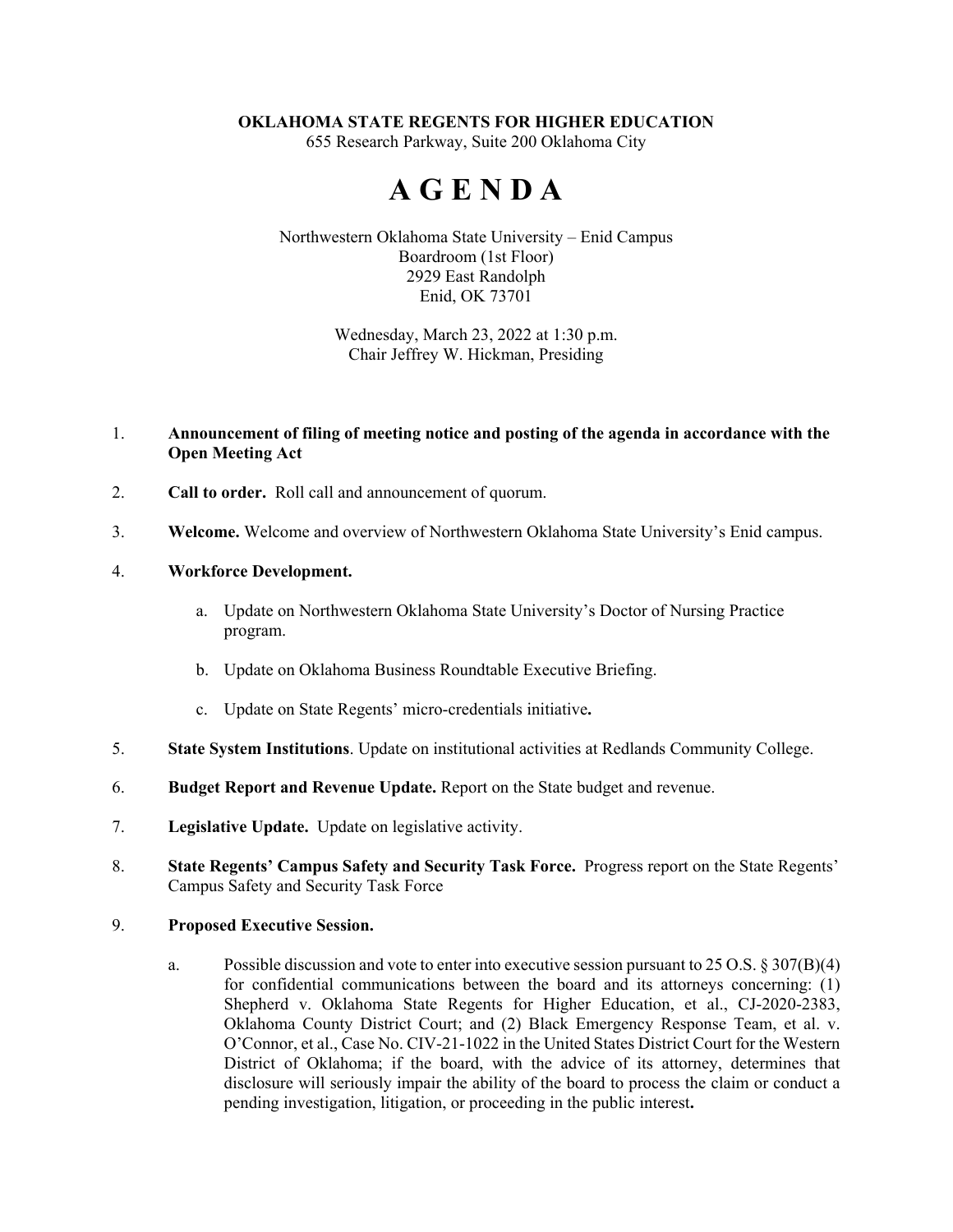**OKLAHOMA STATE REGENTS FOR HIGHER EDUCATION**
655 Research Parkway, Suite 200 Oklahoma City

# A G E N D A

Northwestern Oklahoma State University – Enid Campus
Boardroom (1st Floor)
2929 East Randolph
Enid, OK 73701

Wednesday, March 23, 2022 at 1:30 p.m.
Chair Jeffrey W. Hickman, Presiding

1. **Announcement of filing of meeting notice and posting of the agenda in accordance with the Open Meeting Act**

2. **Call to order.** Roll call and announcement of quorum.

3. **Welcome.** Welcome and overview of Northwestern Oklahoma State University's Enid campus.

4. **Workforce Development.**

   a. Update on Northwestern Oklahoma State University's Doctor of Nursing Practice program.

   b. Update on Oklahoma Business Roundtable Executive Briefing.

   c. Update on State Regents' micro-credentials initiative**.**

5. **State System Institutions**. Update on institutional activities at Redlands Community College.

6. **Budget Report and Revenue Update.** Report on the State budget and revenue.

7. **Legislative Update.** Update on legislative activity.

8. **State Regents' Campus Safety and Security Task Force.** Progress report on the State Regents' Campus Safety and Security Task Force

9. **Proposed Executive Session.**

   a. Possible discussion and vote to enter into executive session pursuant to 25 O.S. § 307(B)(4) for confidential communications between the board and its attorneys concerning: (1) Shepherd v. Oklahoma State Regents for Higher Education, et al., CJ-2020-2383, Oklahoma County District Court; and (2) Black Emergency Response Team, et al. v. O'Connor, et al., Case No. CIV-21-1022 in the United States District Court for the Western District of Oklahoma; if the board, with the advice of its attorney, determines that disclosure will seriously impair the ability of the board to process the claim or conduct a pending investigation, litigation, or proceeding in the public interest**.**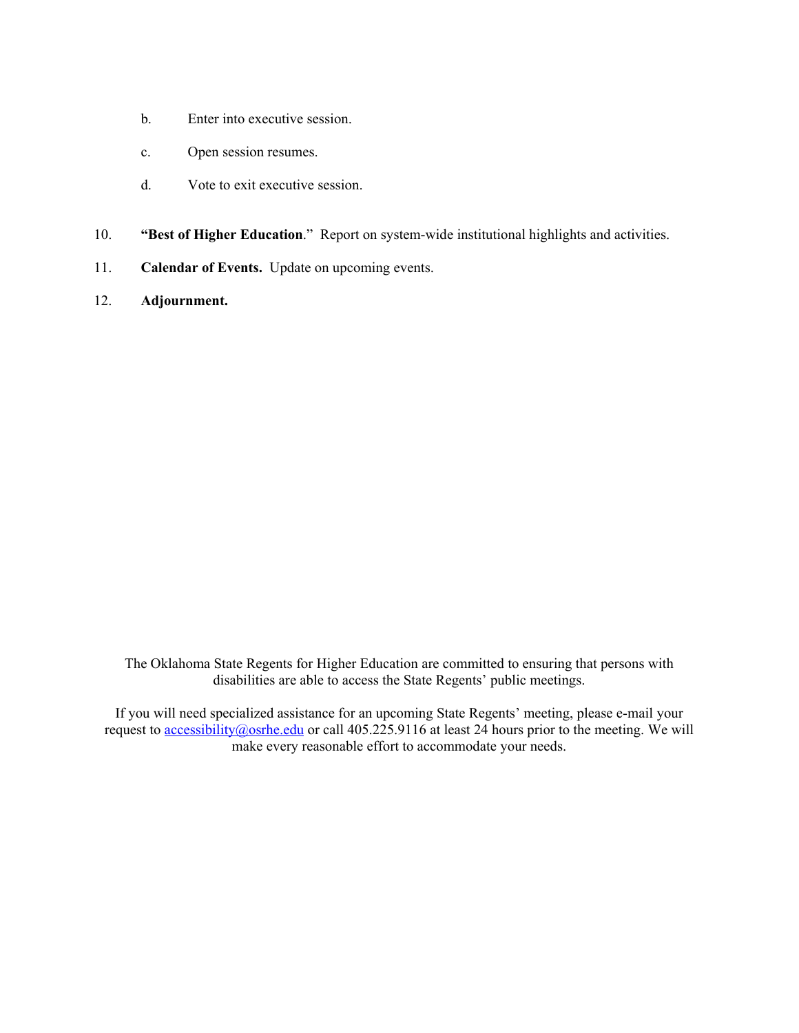b. Enter into executive session.

   c. Open session resumes.

   d. Vote to exit executive session.

10. **“Best of Higher Education**.” Report on system-wide institutional highlights and activities.

11. **Calendar of Events.** Update on upcoming events.

12. **Adjournment.**

The Oklahoma State Regents for Higher Education are committed to ensuring that persons with disabilities are able to access the State Regents’ public meetings.

If you will need specialized assistance for an upcoming State Regents’ meeting, please e-mail your request to accessibility@osrhe.edu or call 405.225.9116 at least 24 hours prior to the meeting. We will make every reasonable effort to accommodate your needs.